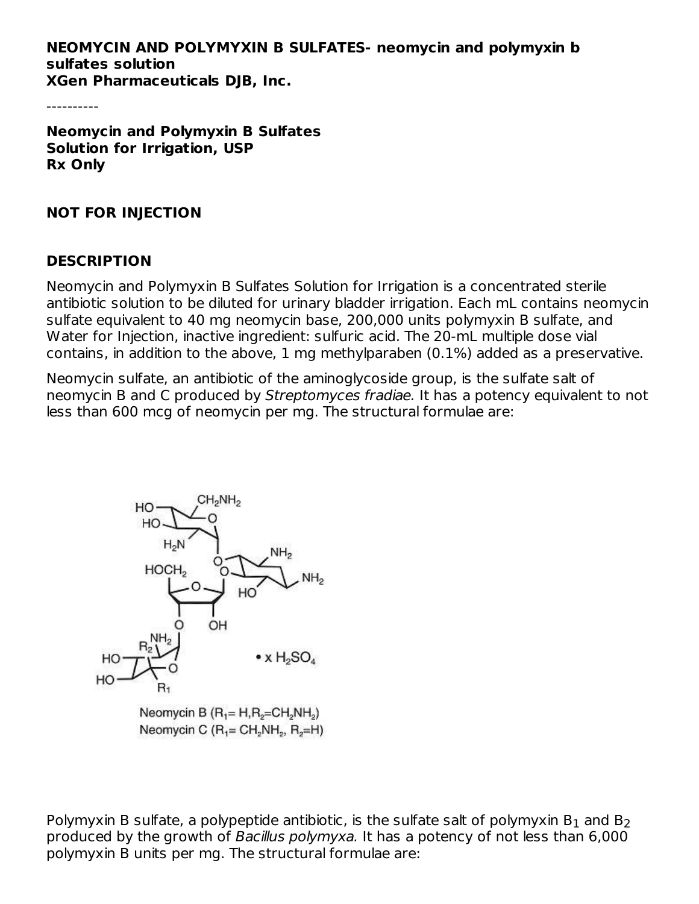**NEOMYCIN AND POLYMYXIN B SULFATES- neomycin and polymyxin b sulfates solution**
**XGen Pharmaceuticals DJB, Inc.**

----------

**Neomycin and Polymyxin B Sulfates**
**Solution for Irrigation, USP**
**Rx Only**

**NOT FOR INJECTION**

## DESCRIPTION

Neomycin and Polymyxin B Sulfates Solution for Irrigation is a concentrated sterile antibiotic solution to be diluted for urinary bladder irrigation. Each mL contains neomycin sulfate equivalent to 40 mg neomycin base, 200,000 units polymyxin B sulfate, and Water for Injection, inactive ingredient: sulfuric acid. The 20-mL multiple dose vial contains, in addition to the above, 1 mg methylparaben (0.1%) added as a preservative.

Neomycin sulfate, an antibiotic of the aminoglycoside group, is the sulfate salt of neomycin B and C produced by *Streptomyces fradiae.* It has a potency equivalent to not less than 600 mcg of neomycin per mg. The structural formulae are:

• x $H_2SO_4$

Neomycin B ($R_1$= H, $R_2$=$CH_2NH_2$)
Neomycin C ($R_1$= $CH_2NH_2$, $R_2$=H)

Polymyxin B sulfate, a polypeptide antibiotic, is the sulfate salt of polymyxin $B_1$ and $B_2$ produced by the growth of *Bacillus polymyxa.* It has a potency of not less than 6,000 polymyxin B units per mg. The structural formulae are: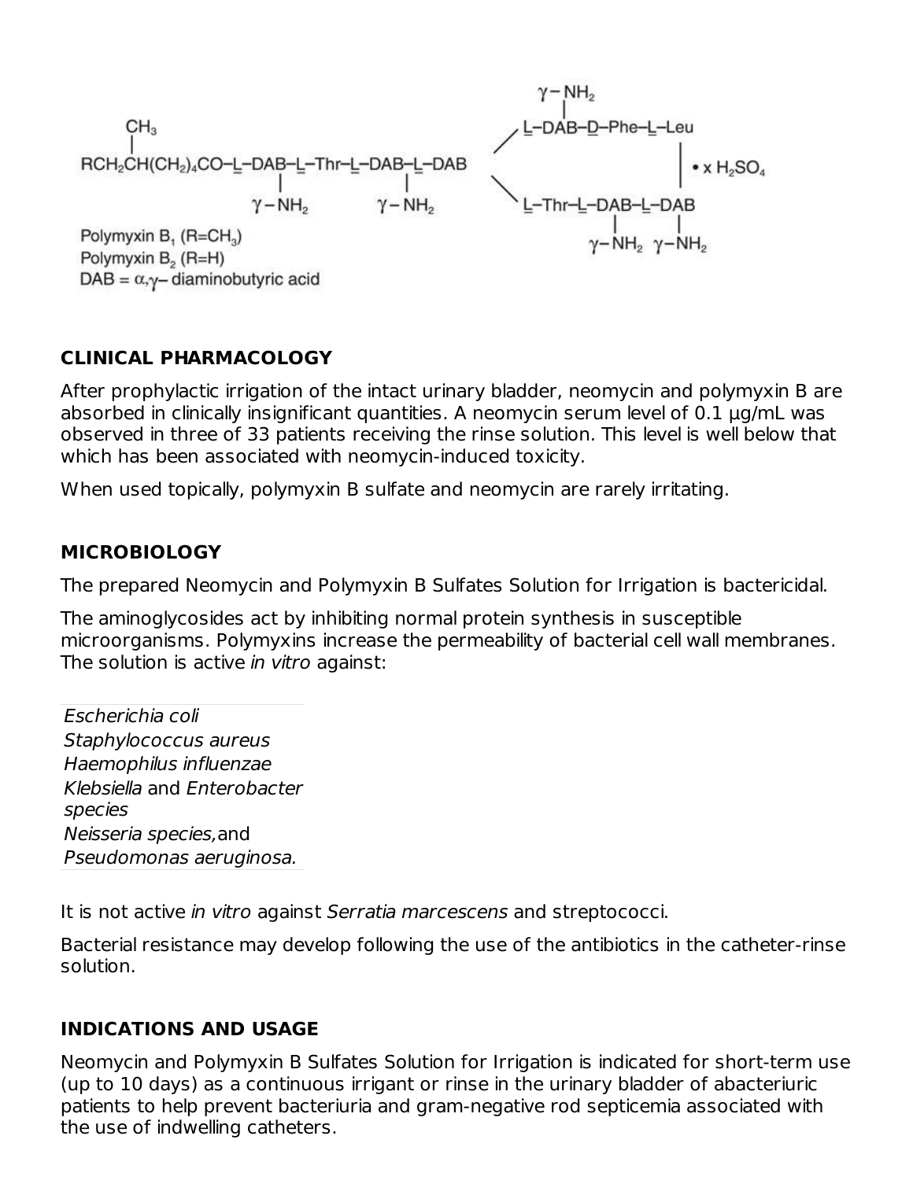$$
\begin{array}{l}
\phantom{RCH_2}CH_3 \\
RCH_2\overset{|}{C}H(CH_2)_4CO\text{–}\underline{L}\text{–}DAB\text{–}\underline{L}\text{–}Thr\text{–}\underline{L}\text{–}DAB\text{–}\underline{L}\text{–}DAB \\
\qquad\qquad\qquad\qquad\gamma\text{–}NH_2 \qquad\quad \gamma\text{–}NH_2
\end{array}
\begin{array}{l}
\qquad\qquad\gamma\text{–}NH_2 \\
\diagup\ \underline{L}\text{–}DAB\text{–}\underline{D}\text{–}Phe\text{–}\underline{L}\text{–}Leu \\
\qquad\qquad\qquad\qquad\qquad\qquad \bullet\ x\ H_2SO_4 \\
\diagdown\ \underline{L}\text{–}Thr\text{–}\underline{L}\text{–}DAB\text{–}\underline{L}\text{–}DAB \\
\qquad\qquad\quad \gamma\text{–}NH_2\ \ \gamma\text{–}NH_2
\end{array}
$$

Polymyxin $B_1$ ($R=CH_3$)
Polymyxin $B_2$ ($R=H$)
DAB = $\alpha,\gamma$– diaminobutyric acid

## CLINICAL PHARMACOLOGY

After prophylactic irrigation of the intact urinary bladder, neomycin and polymyxin B are absorbed in clinically insignificant quantities. A neomycin serum level of 0.1 µg/mL was observed in three of 33 patients receiving the rinse solution. This level is well below that which has been associated with neomycin-induced toxicity.

When used topically, polymyxin B sulfate and neomycin are rarely irritating.

## MICROBIOLOGY

The prepared Neomycin and Polymyxin B Sulfates Solution for Irrigation is bactericidal.

The aminoglycosides act by inhibiting normal protein synthesis in susceptible microorganisms. Polymyxins increase the permeability of bacterial cell wall membranes. The solution is active *in vitro* against:

*Escherichia coli*
*Staphylococcus aureus*
*Haemophilus influenzae*
*Klebsiella* and *Enterobacter species*
*Neisseria species,* and
*Pseudomonas aeruginosa.*

It is not active *in vitro* against *Serratia marcescens* and streptococci.

Bacterial resistance may develop following the use of the antibiotics in the catheter-rinse solution.

## INDICATIONS AND USAGE

Neomycin and Polymyxin B Sulfates Solution for Irrigation is indicated for short-term use (up to 10 days) as a continuous irrigant or rinse in the urinary bladder of abacteriuric patients to help prevent bacteriuria and gram-negative rod septicemia associated with the use of indwelling catheters.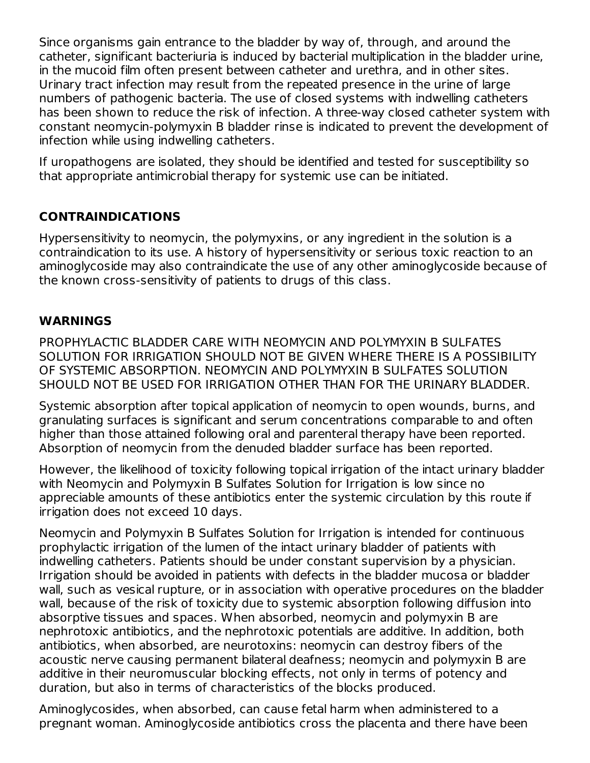Since organisms gain entrance to the bladder by way of, through, and around the catheter, significant bacteriuria is induced by bacterial multiplication in the bladder urine, in the mucoid film often present between catheter and urethra, and in other sites. Urinary tract infection may result from the repeated presence in the urine of large numbers of pathogenic bacteria. The use of closed systems with indwelling catheters has been shown to reduce the risk of infection. A three-way closed catheter system with constant neomycin-polymyxin B bladder rinse is indicated to prevent the development of infection while using indwelling catheters.

If uropathogens are isolated, they should be identified and tested for susceptibility so that appropriate antimicrobial therapy for systemic use can be initiated.

## CONTRAINDICATIONS

Hypersensitivity to neomycin, the polymyxins, or any ingredient in the solution is a contraindication to its use. A history of hypersensitivity or serious toxic reaction to an aminoglycoside may also contraindicate the use of any other aminoglycoside because of the known cross-sensitivity of patients to drugs of this class.

## WARNINGS

PROPHYLACTIC BLADDER CARE WITH NEOMYCIN AND POLYMYXIN B SULFATES SOLUTION FOR IRRIGATION SHOULD NOT BE GIVEN WHERE THERE IS A POSSIBILITY OF SYSTEMIC ABSORPTION. NEOMYCIN AND POLYMYXIN B SULFATES SOLUTION SHOULD NOT BE USED FOR IRRIGATION OTHER THAN FOR THE URINARY BLADDER.

Systemic absorption after topical application of neomycin to open wounds, burns, and granulating surfaces is significant and serum concentrations comparable to and often higher than those attained following oral and parenteral therapy have been reported. Absorption of neomycin from the denuded bladder surface has been reported.

However, the likelihood of toxicity following topical irrigation of the intact urinary bladder with Neomycin and Polymyxin B Sulfates Solution for Irrigation is low since no appreciable amounts of these antibiotics enter the systemic circulation by this route if irrigation does not exceed 10 days.

Neomycin and Polymyxin B Sulfates Solution for Irrigation is intended for continuous prophylactic irrigation of the lumen of the intact urinary bladder of patients with indwelling catheters. Patients should be under constant supervision by a physician. Irrigation should be avoided in patients with defects in the bladder mucosa or bladder wall, such as vesical rupture, or in association with operative procedures on the bladder wall, because of the risk of toxicity due to systemic absorption following diffusion into absorptive tissues and spaces. When absorbed, neomycin and polymyxin B are nephrotoxic antibiotics, and the nephrotoxic potentials are additive. In addition, both antibiotics, when absorbed, are neurotoxins: neomycin can destroy fibers of the acoustic nerve causing permanent bilateral deafness; neomycin and polymyxin B are additive in their neuromuscular blocking effects, not only in terms of potency and duration, but also in terms of characteristics of the blocks produced.

Aminoglycosides, when absorbed, can cause fetal harm when administered to a pregnant woman. Aminoglycoside antibiotics cross the placenta and there have been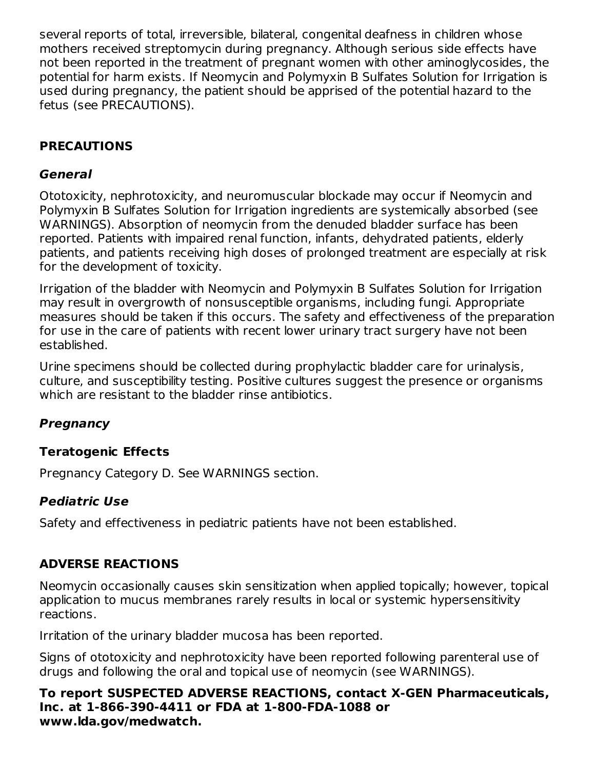several reports of total, irreversible, bilateral, congenital deafness in children whose mothers received streptomycin during pregnancy. Although serious side effects have not been reported in the treatment of pregnant women with other aminoglycosides, the potential for harm exists. If Neomycin and Polymyxin B Sulfates Solution for Irrigation is used during pregnancy, the patient should be apprised of the potential hazard to the fetus (see PRECAUTIONS).

## PRECAUTIONS

### *General*

Ototoxicity, nephrotoxicity, and neuromuscular blockade may occur if Neomycin and Polymyxin B Sulfates Solution for Irrigation ingredients are systemically absorbed (see WARNINGS). Absorption of neomycin from the denuded bladder surface has been reported. Patients with impaired renal function, infants, dehydrated patients, elderly patients, and patients receiving high doses of prolonged treatment are especially at risk for the development of toxicity.

Irrigation of the bladder with Neomycin and Polymyxin B Sulfates Solution for Irrigation may result in overgrowth of nonsusceptible organisms, including fungi. Appropriate measures should be taken if this occurs. The safety and effectiveness of the preparation for use in the care of patients with recent lower urinary tract surgery have not been established.

Urine specimens should be collected during prophylactic bladder care for urinalysis, culture, and susceptibility testing. Positive cultures suggest the presence or organisms which are resistant to the bladder rinse antibiotics.

### *Pregnancy*

### Teratogenic Effects

Pregnancy Category D. See WARNINGS section.

### *Pediatric Use*

Safety and effectiveness in pediatric patients have not been established.

## ADVERSE REACTIONS

Neomycin occasionally causes skin sensitization when applied topically; however, topical application to mucus membranes rarely results in local or systemic hypersensitivity reactions.

Irritation of the urinary bladder mucosa has been reported.

Signs of ototoxicity and nephrotoxicity have been reported following parenteral use of drugs and following the oral and topical use of neomycin (see WARNINGS).

**To report SUSPECTED ADVERSE REACTIONS, contact X-GEN Pharmaceuticals, Inc. at 1-866-390-4411 or FDA at 1-800-FDA-1088 or www.lda.gov/medwatch.**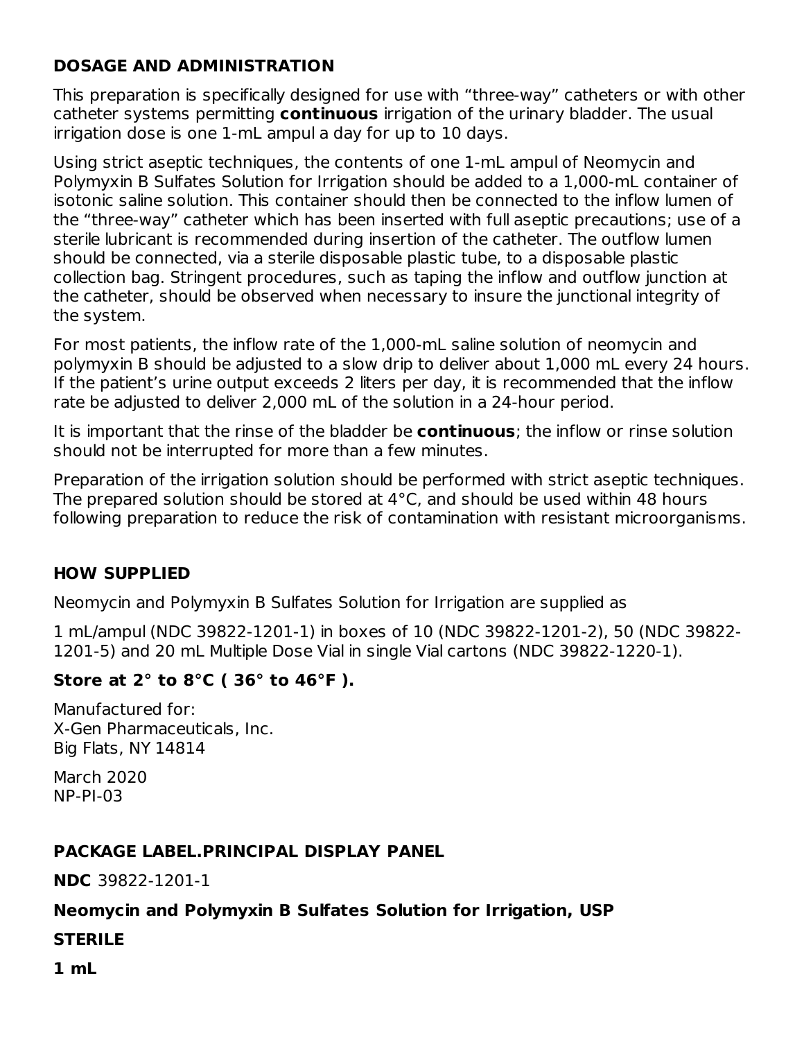## DOSAGE AND ADMINISTRATION

This preparation is specifically designed for use with "three-way" catheters or with other catheter systems permitting **continuous** irrigation of the urinary bladder. The usual irrigation dose is one 1-mL ampul a day for up to 10 days.

Using strict aseptic techniques, the contents of one 1-mL ampul of Neomycin and Polymyxin B Sulfates Solution for Irrigation should be added to a 1,000-mL container of isotonic saline solution. This container should then be connected to the inflow lumen of the "three-way" catheter which has been inserted with full aseptic precautions; use of a sterile lubricant is recommended during insertion of the catheter. The outflow lumen should be connected, via a sterile disposable plastic tube, to a disposable plastic collection bag. Stringent procedures, such as taping the inflow and outflow junction at the catheter, should be observed when necessary to insure the junctional integrity of the system.

For most patients, the inflow rate of the 1,000-mL saline solution of neomycin and polymyxin B should be adjusted to a slow drip to deliver about 1,000 mL every 24 hours. If the patient's urine output exceeds 2 liters per day, it is recommended that the inflow rate be adjusted to deliver 2,000 mL of the solution in a 24-hour period.

It is important that the rinse of the bladder be **continuous**; the inflow or rinse solution should not be interrupted for more than a few minutes.

Preparation of the irrigation solution should be performed with strict aseptic techniques. The prepared solution should be stored at 4°C, and should be used within 48 hours following preparation to reduce the risk of contamination with resistant microorganisms.

## HOW SUPPLIED

Neomycin and Polymyxin B Sulfates Solution for Irrigation are supplied as

1 mL/ampul (NDC 39822-1201-1) in boxes of 10 (NDC 39822-1201-2), 50 (NDC 39822-1201-5) and 20 mL Multiple Dose Vial in single Vial cartons (NDC 39822-1220-1).

**Store at 2° to 8°C ( 36° to 46°F ).**

Manufactured for:
X-Gen Pharmaceuticals, Inc.
Big Flats, NY 14814

March 2020
NP-PI-03

## PACKAGE LABEL.PRINCIPAL DISPLAY PANEL

**NDC** 39822-1201-1

**Neomycin and Polymyxin B Sulfates Solution for Irrigation, USP**

**STERILE**

**1 mL**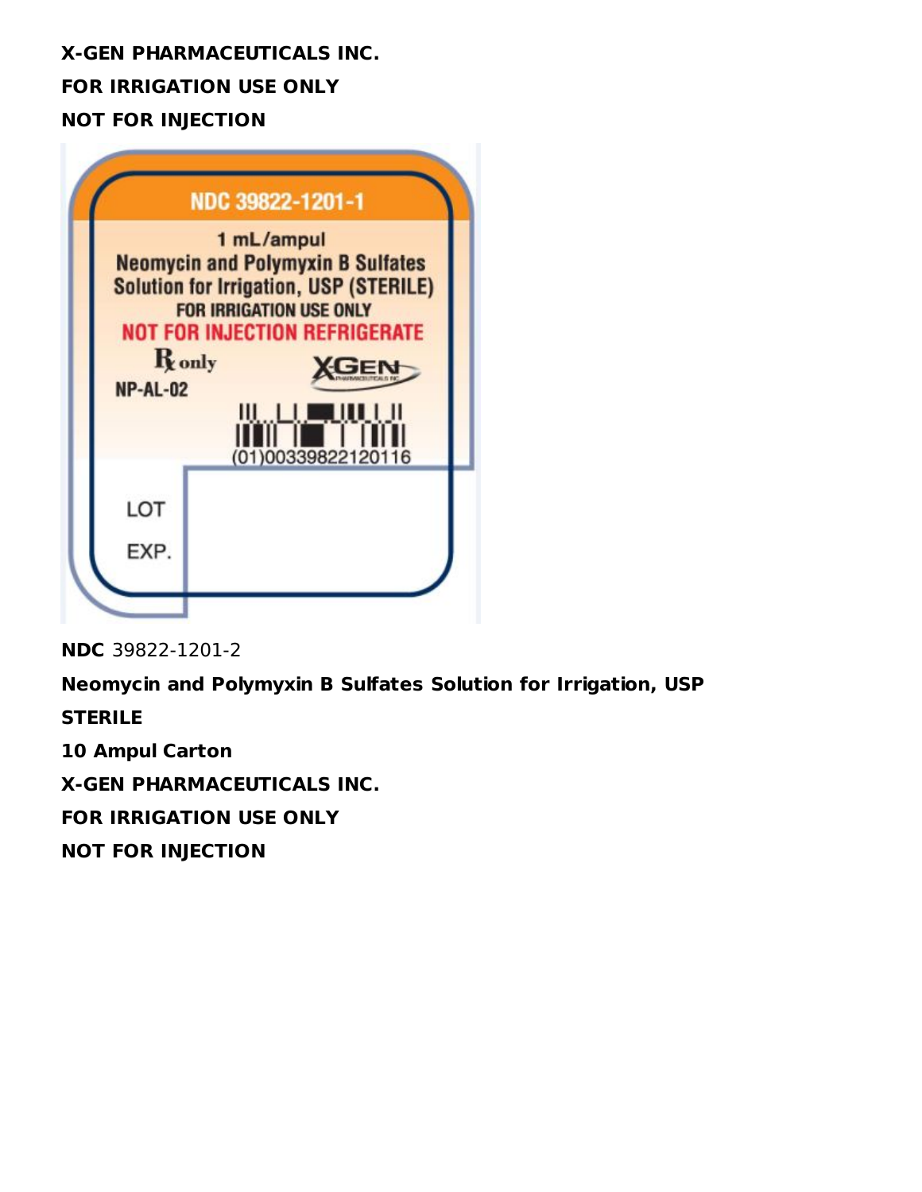**X-GEN PHARMACEUTICALS INC.**

**FOR IRRIGATION USE ONLY**

**NOT FOR INJECTION**

NDC 39822-1201-1

1 mL/ampul

Neomycin and Polymyxin B Sulfates Solution for Irrigation, USP (STERILE)

FOR IRRIGATION USE ONLY

NOT FOR INJECTION REFRIGERATE

Rx only

NP-AL-02

(01)00339822120116

LOT

EXP.

**NDC** 39822-1201-2

**Neomycin and Polymyxin B Sulfates Solution for Irrigation, USP**

**STERILE**

**10 Ampul Carton**

**X-GEN PHARMACEUTICALS INC.**

**FOR IRRIGATION USE ONLY**

**NOT FOR INJECTION**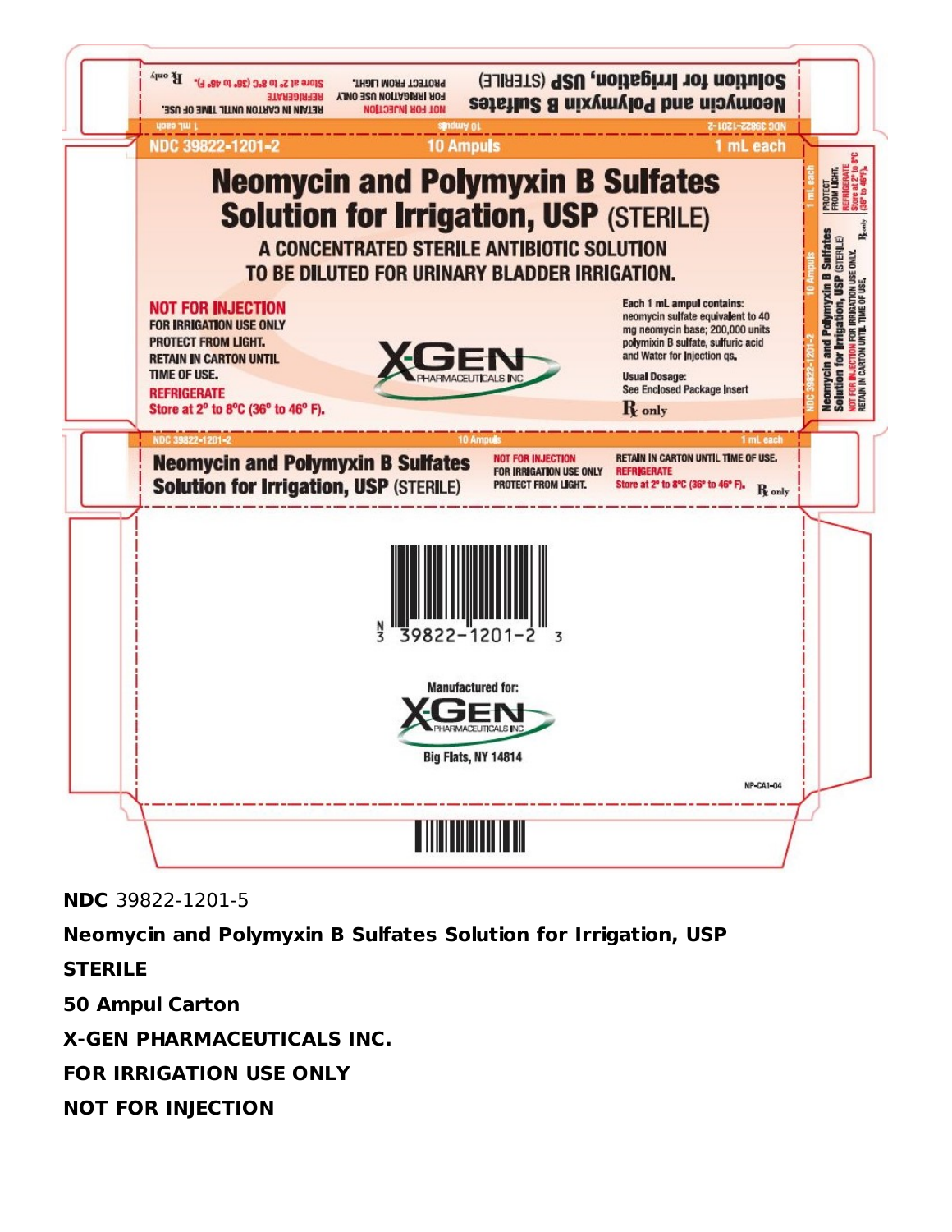NDC 39822-1201-2 | 10 Ampuls | 1 mL each

# Neomycin and Polymyxin B Sulfates Solution for Irrigation, USP (STERILE)

A CONCENTRATED STERILE ANTIBIOTIC SOLUTION TO BE DILUTED FOR URINARY BLADDER IRRIGATION.

**NOT FOR INJECTION**
FOR IRRIGATION USE ONLY
PROTECT FROM LIGHT.
RETAIN IN CARTON UNTIL TIME OF USE.
**REFRIGERATE**
Store at 2° to 8°C (36° to 46° F).

X-GEN PHARMACEUTICALS INC

Each 1 mL ampul contains: neomycin sulfate equivalent to 40 mg neomycin base; 200,000 units polymyxin B sulfate, sulfuric acid and Water for Injection qs.

Usual Dosage: See Enclosed Package Insert

℞ only

NDC 39822-1201-2 | 10 Ampuls | 1 mL each

Neomycin and Polymyxin B Sulfates Solution for Irrigation, USP (STERILE)

NOT FOR INJECTION
FOR IRRIGATION USE ONLY
PROTECT FROM LIGHT.

RETAIN IN CARTON UNTIL TIME OF USE.
REFRIGERATE
Store at 2° to 8°C (36° to 46° F). ℞ only

N 3 39822-1201-2 3

Manufactured for:
X-GEN PHARMACEUTICALS INC
Big Flats, NY 14814

NP-CA1-04

**NDC** 39822-1201-5

**Neomycin and Polymyxin B Sulfates Solution for Irrigation, USP**

**STERILE**

**50 Ampul Carton**

**X-GEN PHARMACEUTICALS INC.**

**FOR IRRIGATION USE ONLY**

**NOT FOR INJECTION**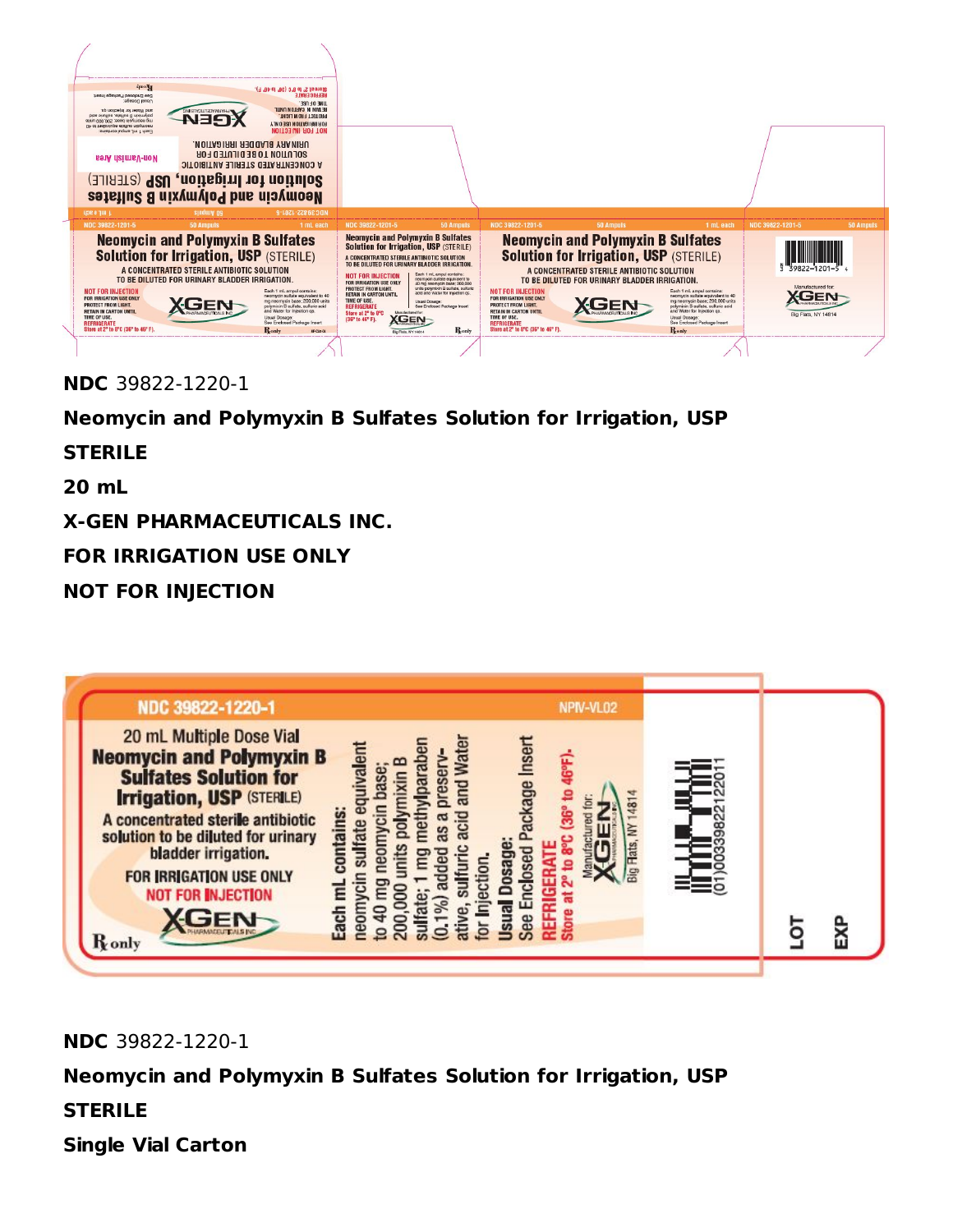NDC 39822-1201-5 50 Ampuls 1 mL each

**Neomycin and Polymyxin B Sulfates Solution for Irrigation, USP** (STERILE)

A CONCENTRATED STERILE ANTIBIOTIC SOLUTION TO BE DILUTED FOR URINARY BLADDER IRRIGATION.

NOT FOR INJECTION

FOR IRRIGATION USE ONLY

PROTECT FROM LIGHT.

RETAIN IN CARTON UNTIL TIME OF USE.

REFRIGERATE

Store at 2° to 8°C (36° to 46° F).

Each 1 mL ampul contains: neomycin sulfate equivalent to 40 mg neomycin base; 200,000 units polymyxin B sulfate, sulfuric acid and Water for Injection qs.

Usual Dosage: See Enclosed Package Insert

℞ only

X-GEN PHARMACEUTICALS INC

Manufactured for: X-GEN PHARMACEUTICALS INC Big Flats, NY 14814

3 39822-1201-5 4

Non-Varnish Area

**NDC** 39822-1220-1

**Neomycin and Polymyxin B Sulfates Solution for Irrigation, USP**

**STERILE**

**20 mL**

**X-GEN PHARMACEUTICALS INC.**

**FOR IRRIGATION USE ONLY**

**NOT FOR INJECTION**

NDC 39822-1220-1 NPIV-VL02

20 mL Multiple Dose Vial

**Neomycin and Polymyxin B Sulfates Solution for Irrigation, USP** (STERILE)

A concentrated sterile antibiotic solution to be diluted for urinary bladder irrigation.

FOR IRRIGATION USE ONLY

NOT FOR INJECTION

X-GEN PHARMACEUTICALS INC

℞ only

**Each mL contains:** neomycin sulfate equivalent to 40 mg neomycin base; 200,000 units polymyxin B sulfate; 1 mg methylparaben (0.1%) added as a preservative, sulfuric acid and Water for Injection.

**Usual Dosage:** See Enclosed Package Insert

REFRIGERATE

Store at 2° to 8°C (36° to 46°F).

Manufactured for: X-GEN PHARMACEUTICALS INC Big Flats, NY 14814

(01)00339822122011

LOT

EXP

**NDC** 39822-1220-1

**Neomycin and Polymyxin B Sulfates Solution for Irrigation, USP**

**STERILE**

**Single Vial Carton**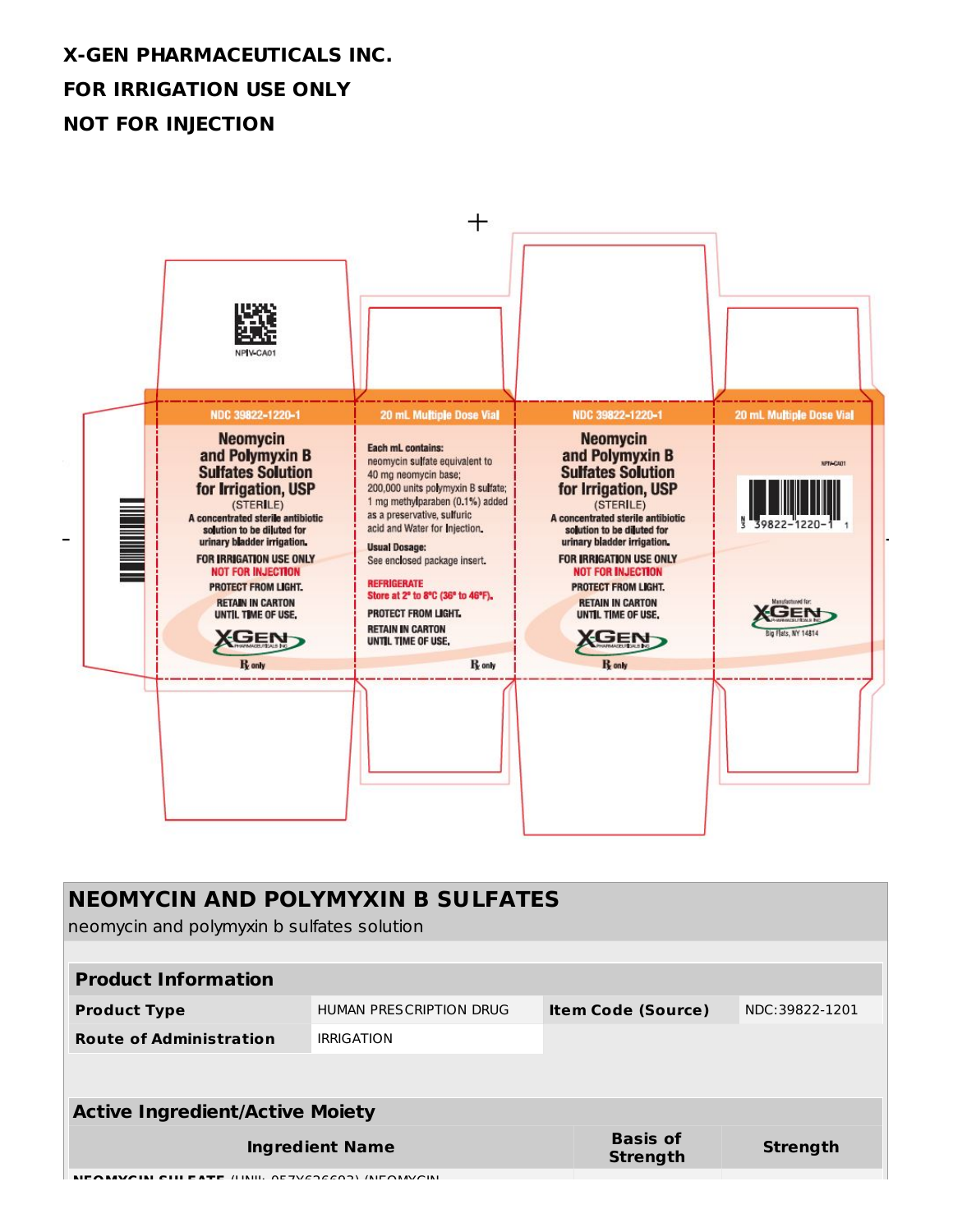**X-GEN PHARMACEUTICALS INC.**

**FOR IRRIGATION USE ONLY**

**NOT FOR INJECTION**

NPIV-CA01

NDC 39822-1220-1

**Neomycin and Polymyxin B Sulfates Solution for Irrigation, USP**

(STERILE)

A concentrated sterile antibiotic solution to be diluted for urinary bladder irrigation.

FOR IRRIGATION USE ONLY

NOT FOR INJECTION

PROTECT FROM LIGHT.

RETAIN IN CARTON UNTIL TIME OF USE.

XGEN PHARMACEUTICALS INC

℞ only

20 mL Multiple Dose Vial

Each mL contains:
neomycin sulfate equivalent to 40 mg neomycin base;
200,000 units polymyxin B sulfate;
1 mg methylparaben (0.1%) added as a preservative, sulfuric acid and Water for Injection.

Usual Dosage:
See enclosed package insert.

REFRIGERATE
Store at 2° to 8°C (36° to 46°F).

PROTECT FROM LIGHT.

RETAIN IN CARTON UNTIL TIME OF USE.

℞ only

NDC 39822-1220-1

**Neomycin and Polymyxin B Sulfates Solution for Irrigation, USP**

(STERILE)

A concentrated sterile antibiotic solution to be diluted for urinary bladder irrigation.

FOR IRRIGATION USE ONLY

NOT FOR INJECTION

PROTECT FROM LIGHT.

RETAIN IN CARTON UNTIL TIME OF USE.

XGEN PHARMACEUTICALS INC

℞ only

20 mL Multiple Dose Vial

NPIV-CA01

N 3 39822-1220-1 1

Manufactured for:
XGEN PHARMACEUTICALS INC
Big Flats, NY 14814

## NEOMYCIN AND POLYMYXIN B SULFATES

neomycin and polymyxin b sulfates solution

| Product Information | | | |
|---|---|---|---|
| **Product Type** | HUMAN PRESCRIPTION DRUG | **Item Code (Source)** | NDC:39822-1201 |
| **Route of Administration** | IRRIGATION | | |

| Active Ingredient/Active Moiety | | |
|---|---|---|
| **Ingredient Name** | **Basis of Strength** | **Strength** |
| **NEOMYCIN SULFATE** (UNII: 057Y626693) (NEOMYCIN | | |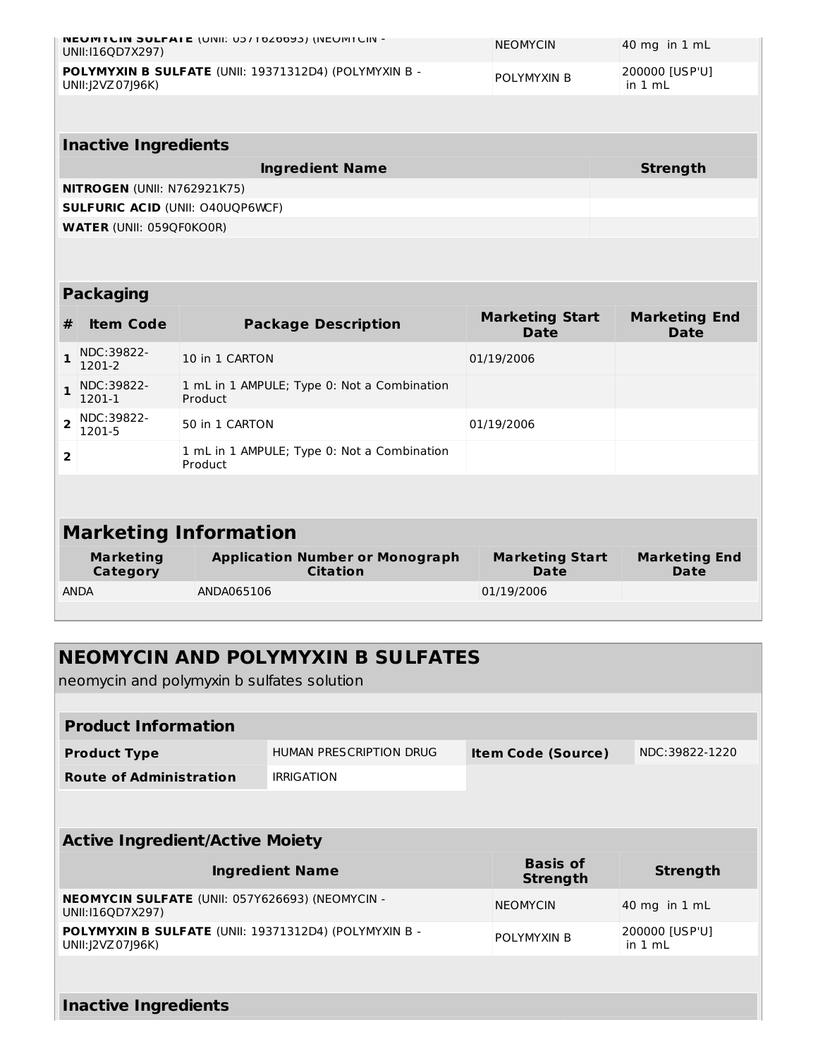| | | |
|---|---|---|
| **NEOMYCIN SULFATE** (UNII: 057Y626693) (NEOMYCIN - UNII:I16QD7X297) | NEOMYCIN | 40 mg in 1 mL |
| **POLYMYXIN B SULFATE** (UNII: 19371312D4) (POLYMYXIN B - UNII:J2VZ07J96K) | POLYMYXIN B | 200000 [USP'U] in 1 mL |

| Inactive Ingredients | |
|---|---|
| **Ingredient Name** | **Strength** |
| **NITROGEN** (UNII: N762921K75) | |
| **SULFURIC ACID** (UNII: O40UQP6WCF) | |
| **WATER** (UNII: 059QF0KO0R) | |

**Packaging**

| # | Item Code | Package Description | Marketing Start Date | Marketing End Date |
|---|---|---|---|---|
| 1 | NDC:39822-1201-2 | 10 in 1 CARTON | 01/19/2006 | |
| 1 | NDC:39822-1201-1 | 1 mL in 1 AMPULE; Type 0: Not a Combination Product | | |
| 2 | NDC:39822-1201-5 | 50 in 1 CARTON | 01/19/2006 | |
| 2 | | 1 mL in 1 AMPULE; Type 0: Not a Combination Product | | |

## Marketing Information

| Marketing Category | Application Number or Monograph Citation | Marketing Start Date | Marketing End Date |
|---|---|---|---|
| ANDA | ANDA065106 | 01/19/2006 | |

# NEOMYCIN AND POLYMYXIN B SULFATES

neomycin and polymyxin b sulfates solution

**Product Information**

| | | | |
|---|---|---|---|
| **Product Type** | HUMAN PRESCRIPTION DRUG | **Item Code (Source)** | NDC:39822-1220 |
| **Route of Administration** | IRRIGATION | | |

**Active Ingredient/Active Moiety**

| Ingredient Name | Basis of Strength | Strength |
|---|---|---|
| **NEOMYCIN SULFATE** (UNII: 057Y626693) (NEOMYCIN - UNII:I16QD7X297) | NEOMYCIN | 40 mg in 1 mL |
| **POLYMYXIN B SULFATE** (UNII: 19371312D4) (POLYMYXIN B - UNII:J2VZ07J96K) | POLYMYXIN B | 200000 [USP'U] in 1 mL |

**Inactive Ingredients**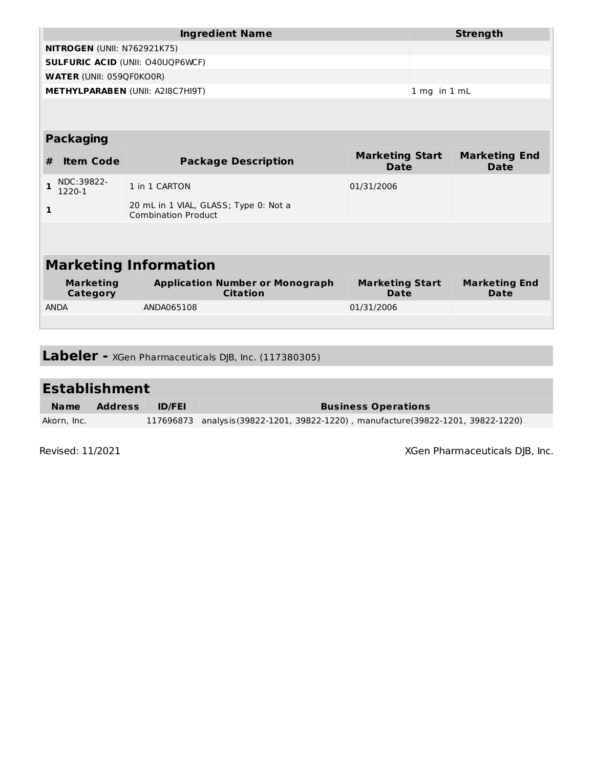| Ingredient Name | Strength |
| --- | --- |
| **NITROGEN** (UNII: N762921K75) | |
| **SULFURIC ACID** (UNII: O40UQP6WCF) | |
| **WATER** (UNII: 059QF0KO0R) | |
| **METHYLPARABEN** (UNII: A2I8C7HI9T) | 1 mg in 1 mL |

## Packaging

| # | Item Code | Package Description | Marketing Start Date | Marketing End Date |
| --- | --- | --- | --- | --- |
| 1 | NDC:39822-1220-1 | 1 in 1 CARTON | 01/31/2006 | |
| 1 | | 20 mL in 1 VIAL, GLASS; Type 0: Not a Combination Product | | |

## Marketing Information

| Marketing Category | Application Number or Monograph Citation | Marketing Start Date | Marketing End Date |
| --- | --- | --- | --- |
| ANDA | ANDA065108 | 01/31/2006 | |

## Labeler - XGen Pharmaceuticals DJB, Inc. (117380305)

## Establishment

| Name | Address | ID/FEI | Business Operations |
| --- | --- | --- | --- |
| Akorn, Inc. | | 117696873 | analysis(39822-1201, 39822-1220) , manufacture(39822-1201, 39822-1220) |

Revised: 11/2021

XGen Pharmaceuticals DJB, Inc.